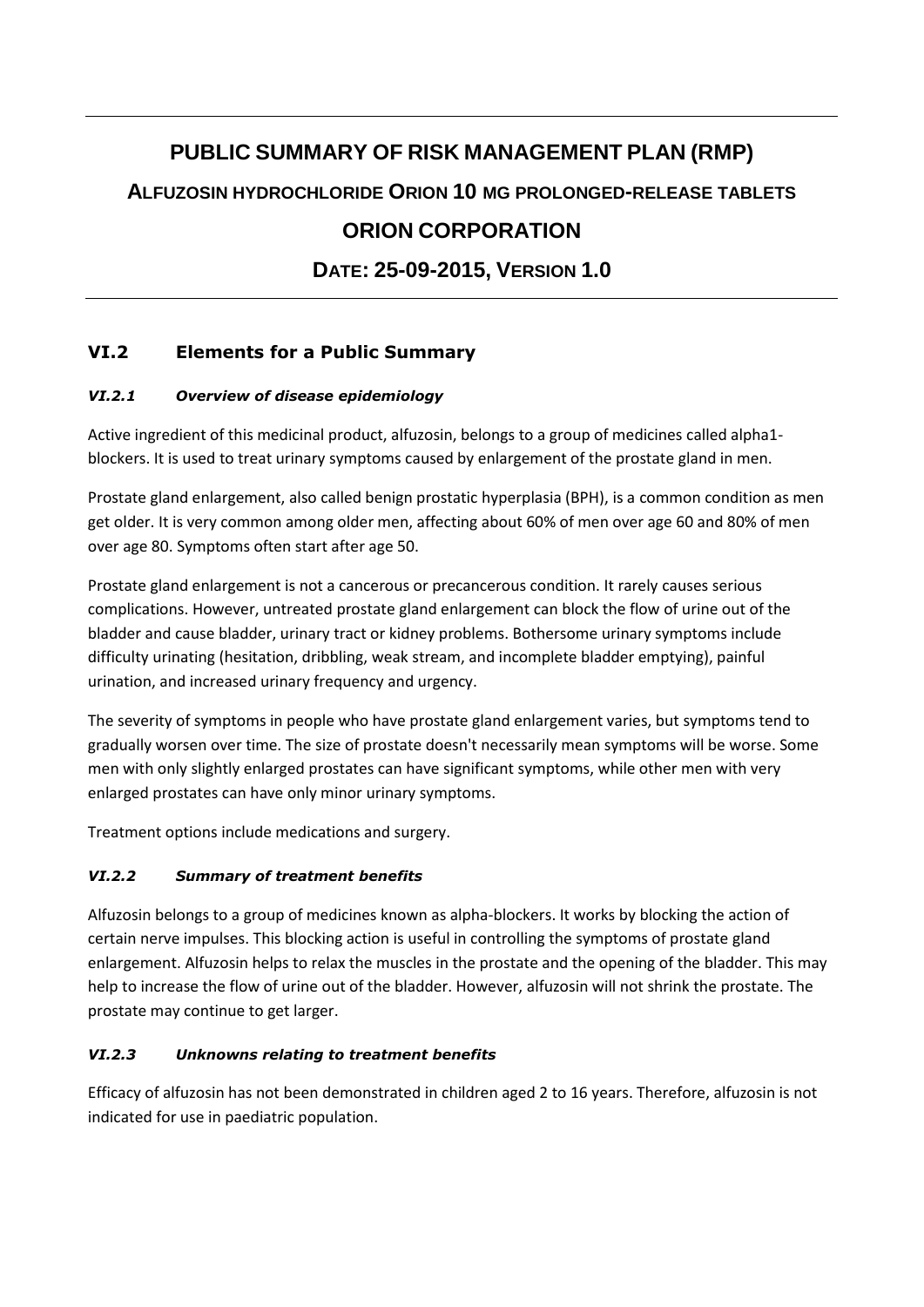# PUBLIC SUMMARY OF RISK MANAGEMENT PLAN (RMP)

## ALFUZOSIN HYDROCHLORIDE ORION 10 MG PROLONGED-RELEASE TABLETS

## ORION CORPORATION

## DATE: 25-09-2015, VERSION 1.0

## VI.2 Elements for a Public Summary

### *VI.2.1 Overview of disease epidemiology*

Active ingredient of this medicinal product, alfuzosin, belongs to a group of medicines called alpha1-blockers. It is used to treat urinary symptoms caused by enlargement of the prostate gland in men.

Prostate gland enlargement, also called benign prostatic hyperplasia (BPH), is a common condition as men get older. It is very common among older men, affecting about 60% of men over age 60 and 80% of men over age 80. Symptoms often start after age 50.

Prostate gland enlargement is not a cancerous or precancerous condition. It rarely causes serious complications. However, untreated prostate gland enlargement can block the flow of urine out of the bladder and cause bladder, urinary tract or kidney problems. Bothersome urinary symptoms include difficulty urinating (hesitation, dribbling, weak stream, and incomplete bladder emptying), painful urination, and increased urinary frequency and urgency.

The severity of symptoms in people who have prostate gland enlargement varies, but symptoms tend to gradually worsen over time. The size of prostate doesn't necessarily mean symptoms will be worse. Some men with only slightly enlarged prostates can have significant symptoms, while other men with very enlarged prostates can have only minor urinary symptoms.

Treatment options include medications and surgery.

### *VI.2.2 Summary of treatment benefits*

Alfuzosin belongs to a group of medicines known as alpha-blockers. It works by blocking the action of certain nerve impulses. This blocking action is useful in controlling the symptoms of prostate gland enlargement. Alfuzosin helps to relax the muscles in the prostate and the opening of the bladder. This may help to increase the flow of urine out of the bladder. However, alfuzosin will not shrink the prostate. The prostate may continue to get larger.

### *VI.2.3 Unknowns relating to treatment benefits*

Efficacy of alfuzosin has not been demonstrated in children aged 2 to 16 years. Therefore, alfuzosin is not indicated for use in paediatric population.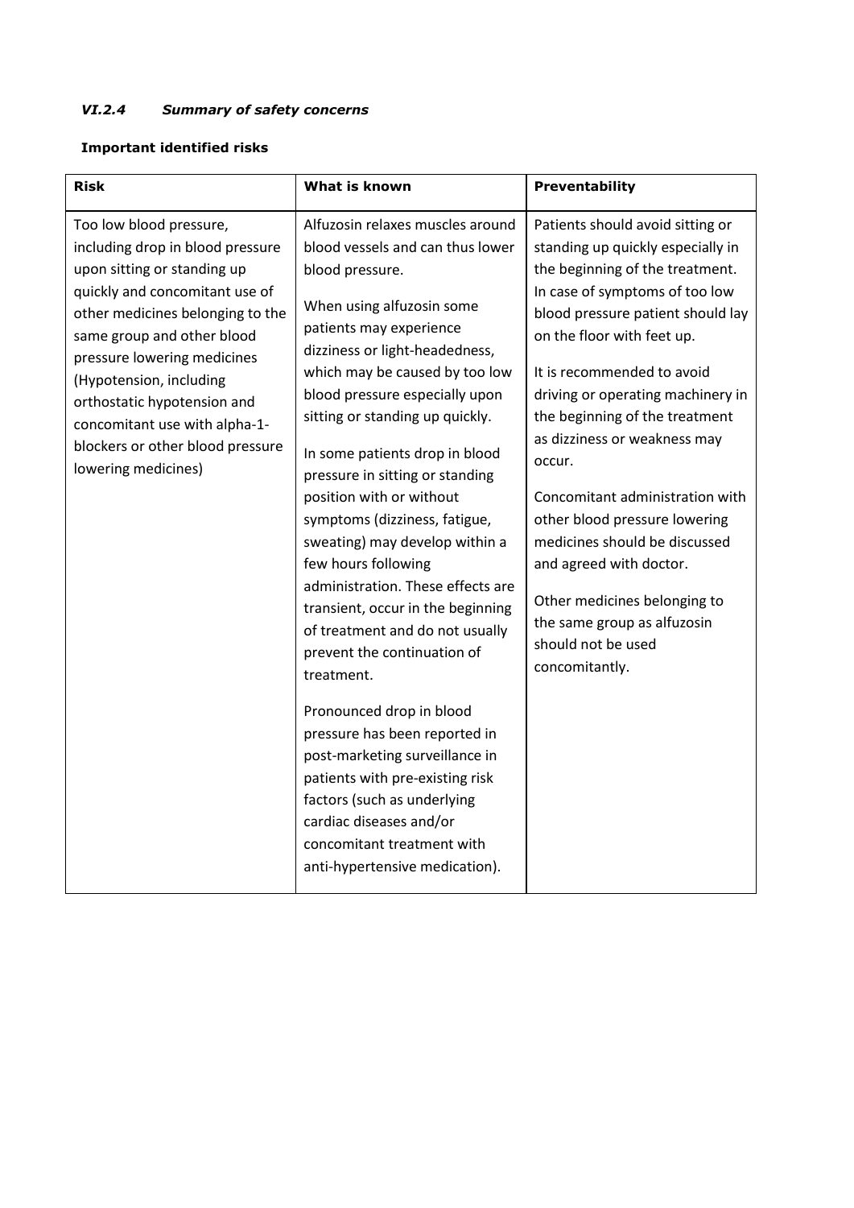### *VI.2.4 Summary of safety concerns*

**Important identified risks**

| **Risk** | **What is known** | **Preventability** |
|---|---|---|
| Too low blood pressure, including drop in blood pressure upon sitting or standing up quickly and concomitant use of other medicines belonging to the same group and other blood pressure lowering medicines (Hypotension, including orthostatic hypotension and concomitant use with alpha-1-blockers or other blood pressure lowering medicines) | Alfuzosin relaxes muscles around blood vessels and can thus lower blood pressure.<br><br>When using alfuzosin some patients may experience dizziness or light-headedness, which may be caused by too low blood pressure especially upon sitting or standing up quickly.<br><br>In some patients drop in blood pressure in sitting or standing position with or without symptoms (dizziness, fatigue, sweating) may develop within a few hours following administration. These effects are transient, occur in the beginning of treatment and do not usually prevent the continuation of treatment.<br><br>Pronounced drop in blood pressure has been reported in post-marketing surveillance in patients with pre-existing risk factors (such as underlying cardiac diseases and/or concomitant treatment with anti-hypertensive medication). | Patients should avoid sitting or standing up quickly especially in the beginning of the treatment. In case of symptoms of too low blood pressure patient should lay on the floor with feet up.<br><br>It is recommended to avoid driving or operating machinery in the beginning of the treatment as dizziness or weakness may occur.<br><br>Concomitant administration with other blood pressure lowering medicines should be discussed and agreed with doctor.<br><br>Other medicines belonging to the same group as alfuzosin should not be used concomitantly. |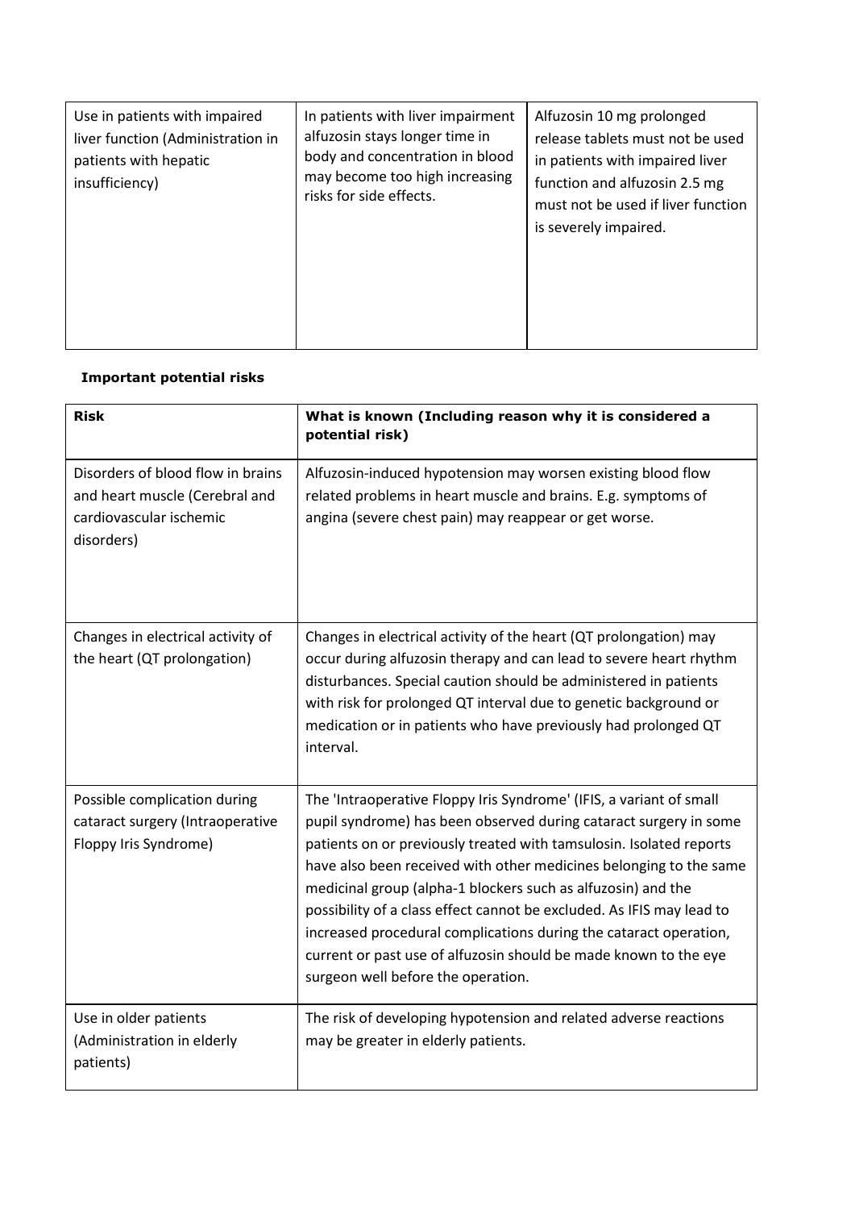| | | |
|---|---|---|
| Use in patients with impaired liver function (Administration in patients with hepatic insufficiency) | In patients with liver impairment alfuzosin stays longer time in body and concentration in blood may become too high increasing risks for side effects. | Alfuzosin 10 mg prolonged release tablets must not be used in patients with impaired liver function and alfuzosin 2.5 mg must not be used if liver function is severely impaired. |

**Important potential risks**

| **Risk** | **What is known (Including reason why it is considered a potential risk)** |
|---|---|
| Disorders of blood flow in brains and heart muscle (Cerebral and cardiovascular ischemic disorders) | Alfuzosin-induced hypotension may worsen existing blood flow related problems in heart muscle and brains. E.g. symptoms of angina (severe chest pain) may reappear or get worse. |
| Changes in electrical activity of the heart (QT prolongation) | Changes in electrical activity of the heart (QT prolongation) may occur during alfuzosin therapy and can lead to severe heart rhythm disturbances. Special caution should be administered in patients with risk for prolonged QT interval due to genetic background or medication or in patients who have previously had prolonged QT interval. |
| Possible complication during cataract surgery (Intraoperative Floppy Iris Syndrome) | The 'Intraoperative Floppy Iris Syndrome' (IFIS, a variant of small pupil syndrome) has been observed during cataract surgery in some patients on or previously treated with tamsulosin. Isolated reports have also been received with other medicines belonging to the same medicinal group (alpha-1 blockers such as alfuzosin) and the possibility of a class effect cannot be excluded. As IFIS may lead to increased procedural complications during the cataract operation, current or past use of alfuzosin should be made known to the eye surgeon well before the operation. |
| Use in older patients (Administration in elderly patients) | The risk of developing hypotension and related adverse reactions may be greater in elderly patients. |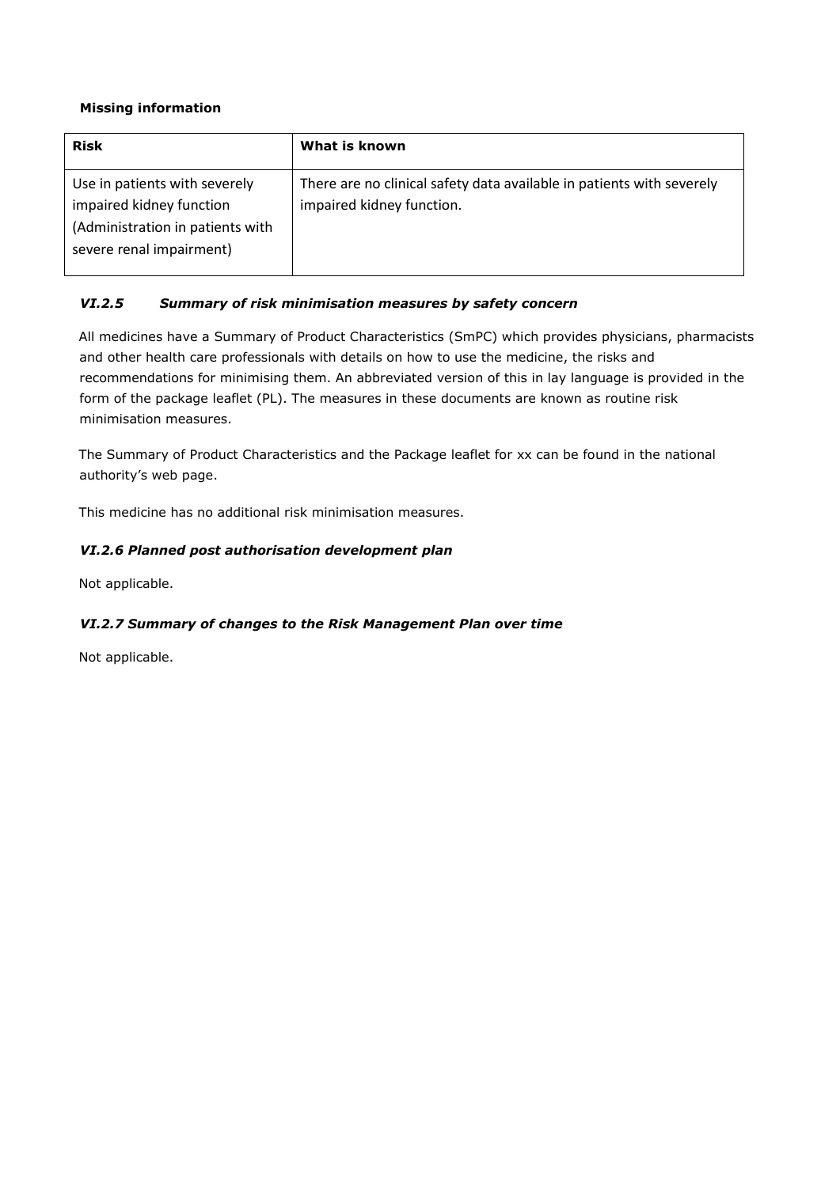**Missing information**

| Risk | What is known |
| --- | --- |
| Use in patients with severely impaired kidney function (Administration in patients with severe renal impairment) | There are no clinical safety data available in patients with severely impaired kidney function. |

### *VI.2.5 Summary of risk minimisation measures by safety concern*

All medicines have a Summary of Product Characteristics (SmPC) which provides physicians, pharmacists and other health care professionals with details on how to use the medicine, the risks and recommendations for minimising them. An abbreviated version of this in lay language is provided in the form of the package leaflet (PL). The measures in these documents are known as routine risk minimisation measures.

The Summary of Product Characteristics and the Package leaflet for xx can be found in the national authority's web page.

This medicine has no additional risk minimisation measures.

### *VI.2.6 Planned post authorisation development plan*

Not applicable.

### *VI.2.7 Summary of changes to the Risk Management Plan over time*

Not applicable.